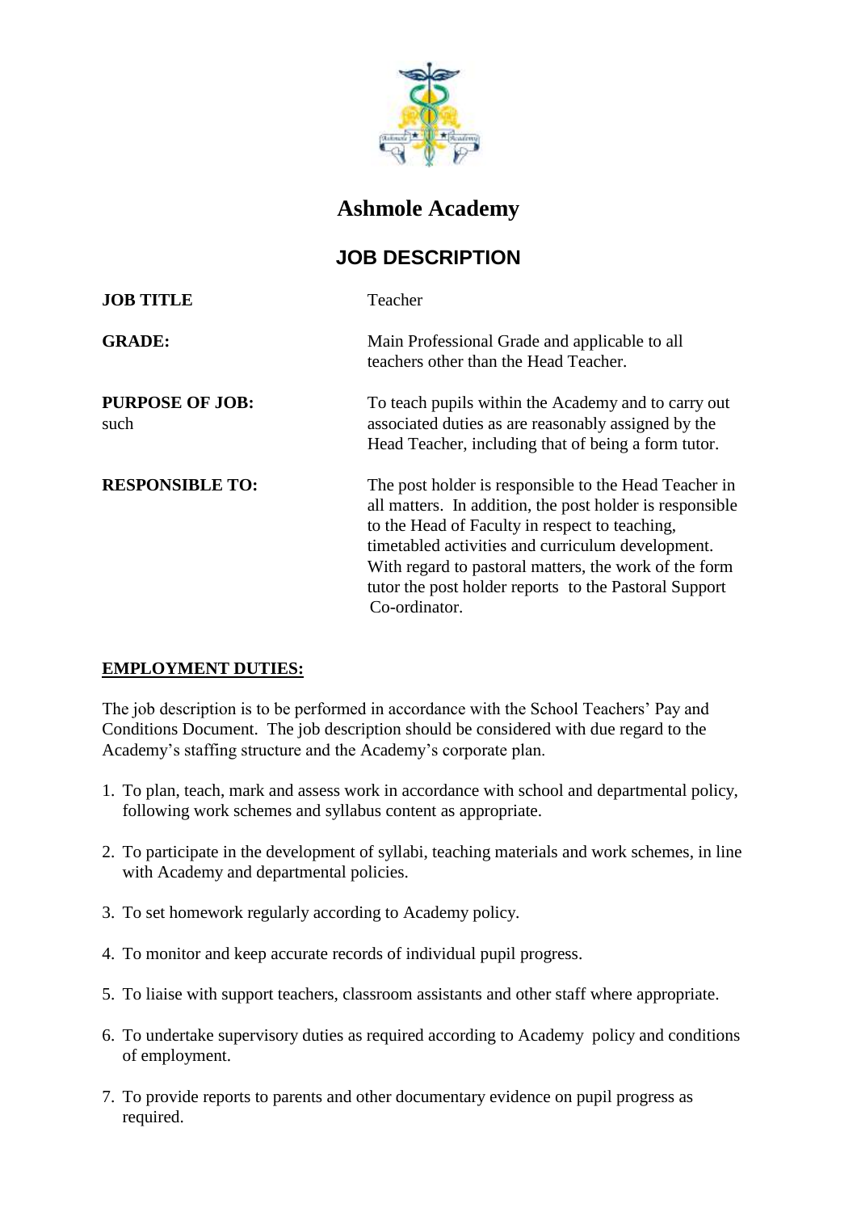# Ashmole Academy

## JOB DESCRIPTION

| | |
|---|---|
| **JOB TITLE** | Teacher |
| **GRADE:** | Main Professional Grade and applicable to all teachers other than the Head Teacher. |
| **PURPOSE OF JOB:** such | To teach pupils within the Academy and to carry out associated duties as are reasonably assigned by the Head Teacher, including that of being a form tutor. |
| **RESPONSIBLE TO:** | The post holder is responsible to the Head Teacher in all matters. In addition, the post holder is responsible to the Head of Faculty in respect to teaching, timetabled activities and curriculum development. With regard to pastoral matters, the work of the form tutor the post holder reports to the Pastoral Support Co-ordinator. |

**EMPLOYMENT DUTIES:**

The job description is to be performed in accordance with the School Teachers' Pay and Conditions Document. The job description should be considered with due regard to the Academy's staffing structure and the Academy's corporate plan.

1. To plan, teach, mark and assess work in accordance with school and departmental policy, following work schemes and syllabus content as appropriate.
2. To participate in the development of syllabi, teaching materials and work schemes, in line with Academy and departmental policies.
3. To set homework regularly according to Academy policy.
4. To monitor and keep accurate records of individual pupil progress.
5. To liaise with support teachers, classroom assistants and other staff where appropriate.
6. To undertake supervisory duties as required according to Academy policy and conditions of employment.
7. To provide reports to parents and other documentary evidence on pupil progress as required.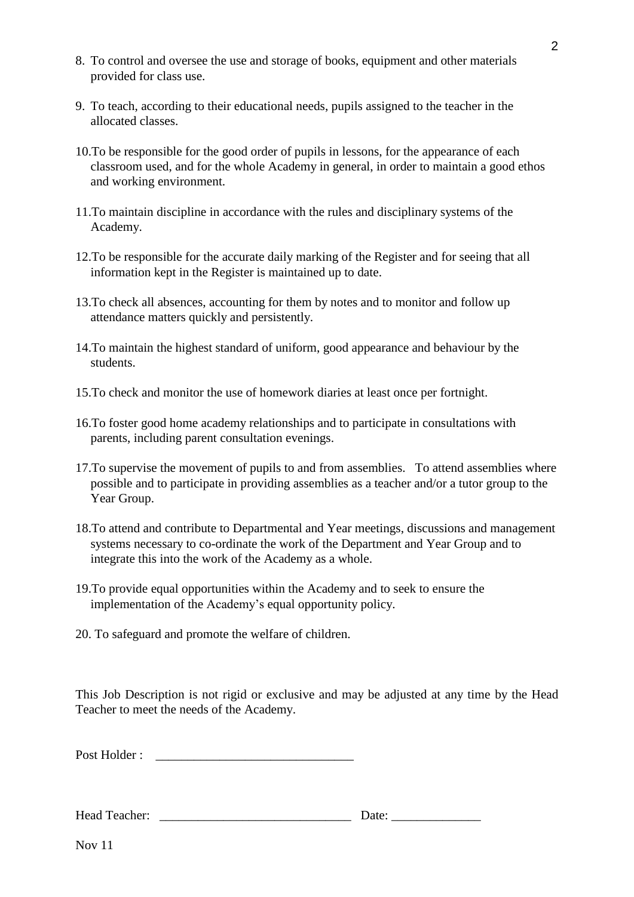8. To control and oversee the use and storage of books, equipment and other materials provided for class use.

9. To teach, according to their educational needs, pupils assigned to the teacher in the allocated classes.

10. To be responsible for the good order of pupils in lessons, for the appearance of each classroom used, and for the whole Academy in general, in order to maintain a good ethos and working environment.

11. To maintain discipline in accordance with the rules and disciplinary systems of the Academy.

12. To be responsible for the accurate daily marking of the Register and for seeing that all information kept in the Register is maintained up to date.

13. To check all absences, accounting for them by notes and to monitor and follow up attendance matters quickly and persistently.

14. To maintain the highest standard of uniform, good appearance and behaviour by the students.

15. To check and monitor the use of homework diaries at least once per fortnight.

16. To foster good home academy relationships and to participate in consultations with parents, including parent consultation evenings.

17. To supervise the movement of pupils to and from assemblies. To attend assemblies where possible and to participate in providing assemblies as a teacher and/or a tutor group to the Year Group.

18. To attend and contribute to Departmental and Year meetings, discussions and management systems necessary to co-ordinate the work of the Department and Year Group and to integrate this into the work of the Academy as a whole.

19. To provide equal opportunities within the Academy and to seek to ensure the implementation of the Academy's equal opportunity policy.

20. To safeguard and promote the welfare of children.

This Job Description is not rigid or exclusive and may be adjusted at any time by the Head Teacher to meet the needs of the Academy.

Post Holder : ______________________________

Head Teacher: ______________________________ Date: ______________

Nov 11